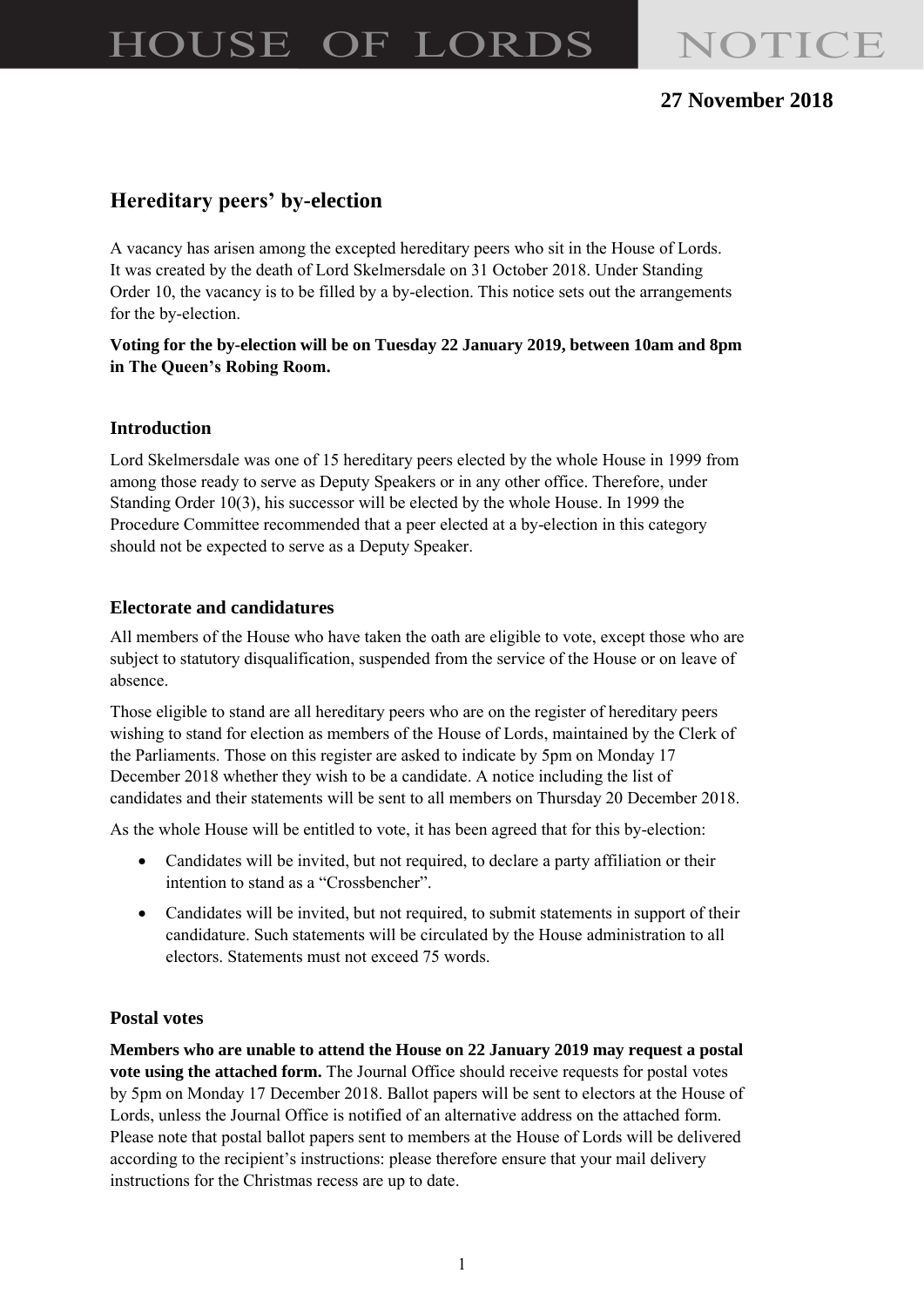# HOUSE OF LORDS NOTICE

**27 November 2018**

## Hereditary peers' by-election

A vacancy has arisen among the excepted hereditary peers who sit in the House of Lords. It was created by the death of Lord Skelmersdale on 31 October 2018. Under Standing Order 10, the vacancy is to be filled by a by-election. This notice sets out the arrangements for the by-election.

**Voting for the by-election will be on Tuesday 22 January 2019, between 10am and 8pm in The Queen's Robing Room.**

### Introduction

Lord Skelmersdale was one of 15 hereditary peers elected by the whole House in 1999 from among those ready to serve as Deputy Speakers or in any other office. Therefore, under Standing Order 10(3), his successor will be elected by the whole House. In 1999 the Procedure Committee recommended that a peer elected at a by-election in this category should not be expected to serve as a Deputy Speaker.

### Electorate and candidatures

All members of the House who have taken the oath are eligible to vote, except those who are subject to statutory disqualification, suspended from the service of the House or on leave of absence.

Those eligible to stand are all hereditary peers who are on the register of hereditary peers wishing to stand for election as members of the House of Lords, maintained by the Clerk of the Parliaments. Those on this register are asked to indicate by 5pm on Monday 17 December 2018 whether they wish to be a candidate. A notice including the list of candidates and their statements will be sent to all members on Thursday 20 December 2018.

As the whole House will be entitled to vote, it has been agreed that for this by-election:

- Candidates will be invited, but not required, to declare a party affiliation or their intention to stand as a "Crossbencher".
- Candidates will be invited, but not required, to submit statements in support of their candidature. Such statements will be circulated by the House administration to all electors. Statements must not exceed 75 words.

### Postal votes

**Members who are unable to attend the House on 22 January 2019 may request a postal vote using the attached form.** The Journal Office should receive requests for postal votes by 5pm on Monday 17 December 2018. Ballot papers will be sent to electors at the House of Lords, unless the Journal Office is notified of an alternative address on the attached form. Please note that postal ballot papers sent to members at the House of Lords will be delivered according to the recipient's instructions: please therefore ensure that your mail delivery instructions for the Christmas recess are up to date.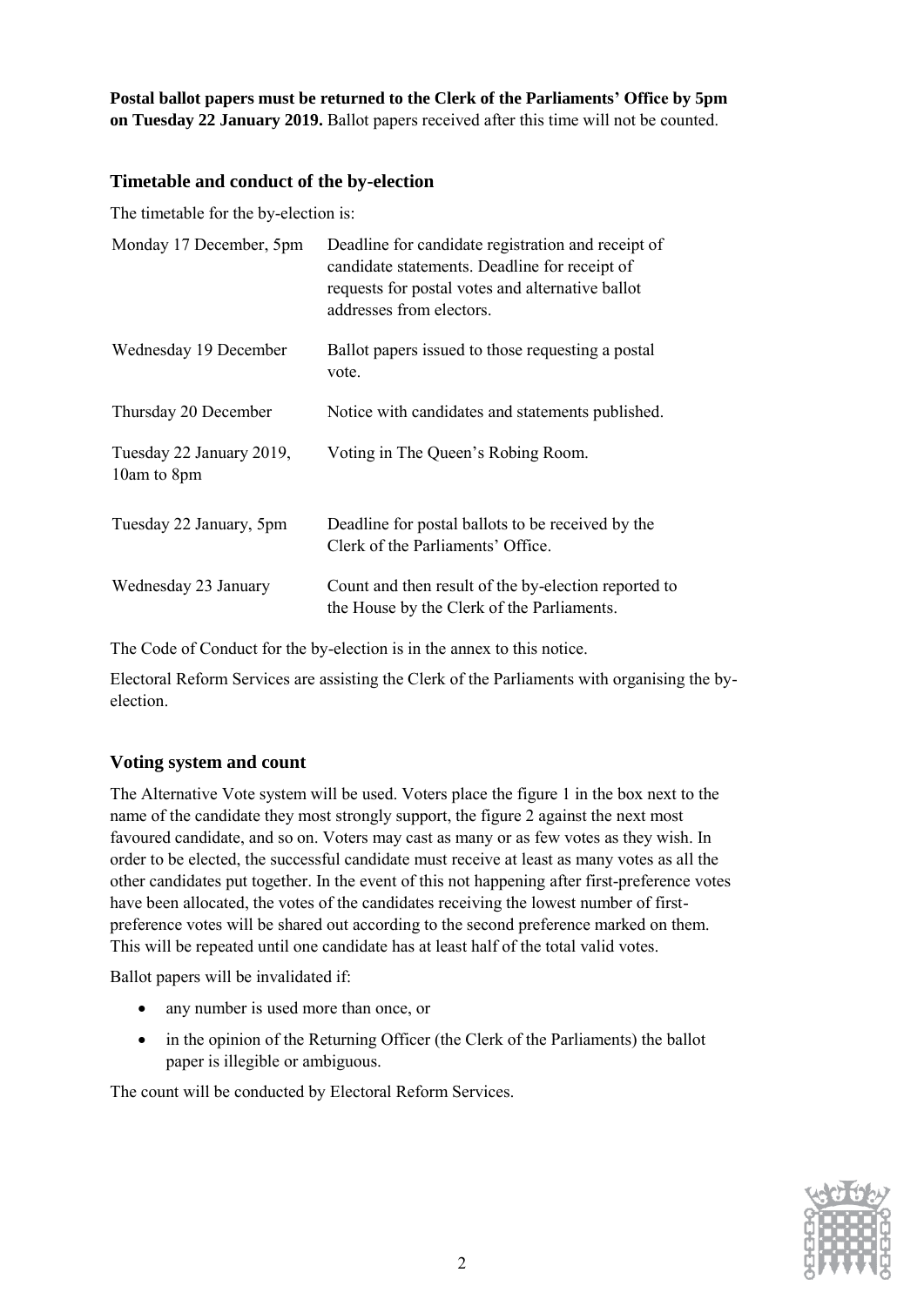**Postal ballot papers must be returned to the Clerk of the Parliaments' Office by 5pm on Tuesday 22 January 2019.** Ballot papers received after this time will not be counted.

## Timetable and conduct of the by-election

The timetable for the by-election is:

| | |
|---|---|
| Monday 17 December, 5pm | Deadline for candidate registration and receipt of candidate statements. Deadline for receipt of requests for postal votes and alternative ballot addresses from electors. |
| Wednesday 19 December | Ballot papers issued to those requesting a postal vote. |
| Thursday 20 December | Notice with candidates and statements published. |
| Tuesday 22 January 2019, 10am to 8pm | Voting in The Queen's Robing Room. |
| Tuesday 22 January, 5pm | Deadline for postal ballots to be received by the Clerk of the Parliaments' Office. |
| Wednesday 23 January | Count and then result of the by-election reported to the House by the Clerk of the Parliaments. |

The Code of Conduct for the by-election is in the annex to this notice.

Electoral Reform Services are assisting the Clerk of the Parliaments with organising the by-election.

## Voting system and count

The Alternative Vote system will be used. Voters place the figure 1 in the box next to the name of the candidate they most strongly support, the figure 2 against the next most favoured candidate, and so on. Voters may cast as many or as few votes as they wish. In order to be elected, the successful candidate must receive at least as many votes as all the other candidates put together. In the event of this not happening after first-preference votes have been allocated, the votes of the candidates receiving the lowest number of first-preference votes will be shared out according to the second preference marked on them. This will be repeated until one candidate has at least half of the total valid votes.

Ballot papers will be invalidated if:

- any number is used more than once, or
- in the opinion of the Returning Officer (the Clerk of the Parliaments) the ballot paper is illegible or ambiguous.

The count will be conducted by Electoral Reform Services.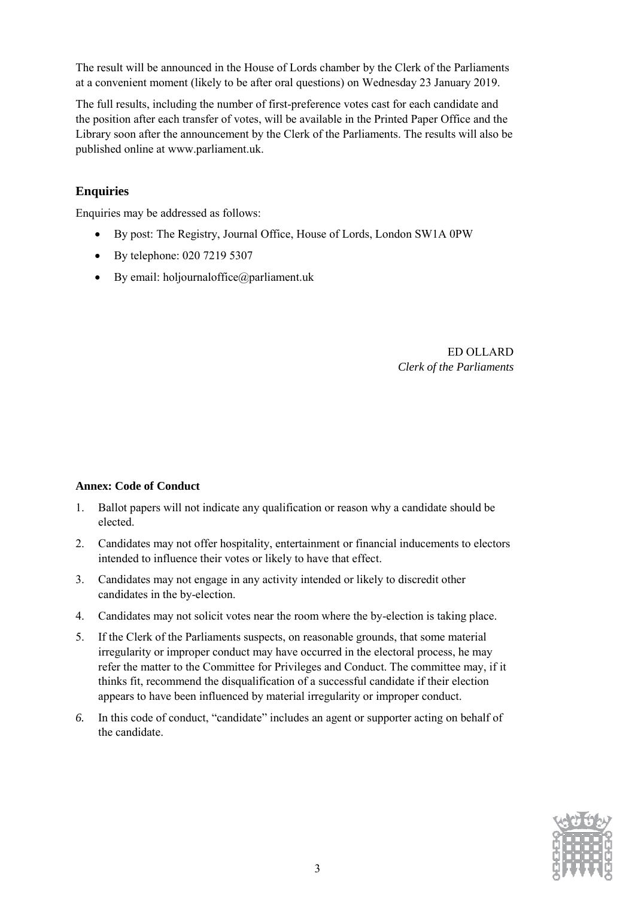The result will be announced in the House of Lords chamber by the Clerk of the Parliaments at a convenient moment (likely to be after oral questions) on Wednesday 23 January 2019.

The full results, including the number of first-preference votes cast for each candidate and the position after each transfer of votes, will be available in the Printed Paper Office and the Library soon after the announcement by the Clerk of the Parliaments. The results will also be published online at www.parliament.uk.

## Enquiries

Enquiries may be addressed as follows:

- By post: The Registry, Journal Office, House of Lords, London SW1A 0PW
- By telephone: 020 7219 5307
- By email: holjournaloffice@parliament.uk

ED OLLARD
*Clerk of the Parliaments*

**Annex: Code of Conduct**

1. Ballot papers will not indicate any qualification or reason why a candidate should be elected.
2. Candidates may not offer hospitality, entertainment or financial inducements to electors intended to influence their votes or likely to have that effect.
3. Candidates may not engage in any activity intended or likely to discredit other candidates in the by-election.
4. Candidates may not solicit votes near the room where the by-election is taking place.
5. If the Clerk of the Parliaments suspects, on reasonable grounds, that some material irregularity or improper conduct may have occurred in the electoral process, he may refer the matter to the Committee for Privileges and Conduct. The committee may, if it thinks fit, recommend the disqualification of a successful candidate if their election appears to have been influenced by material irregularity or improper conduct.
6. In this code of conduct, "candidate" includes an agent or supporter acting on behalf of the candidate.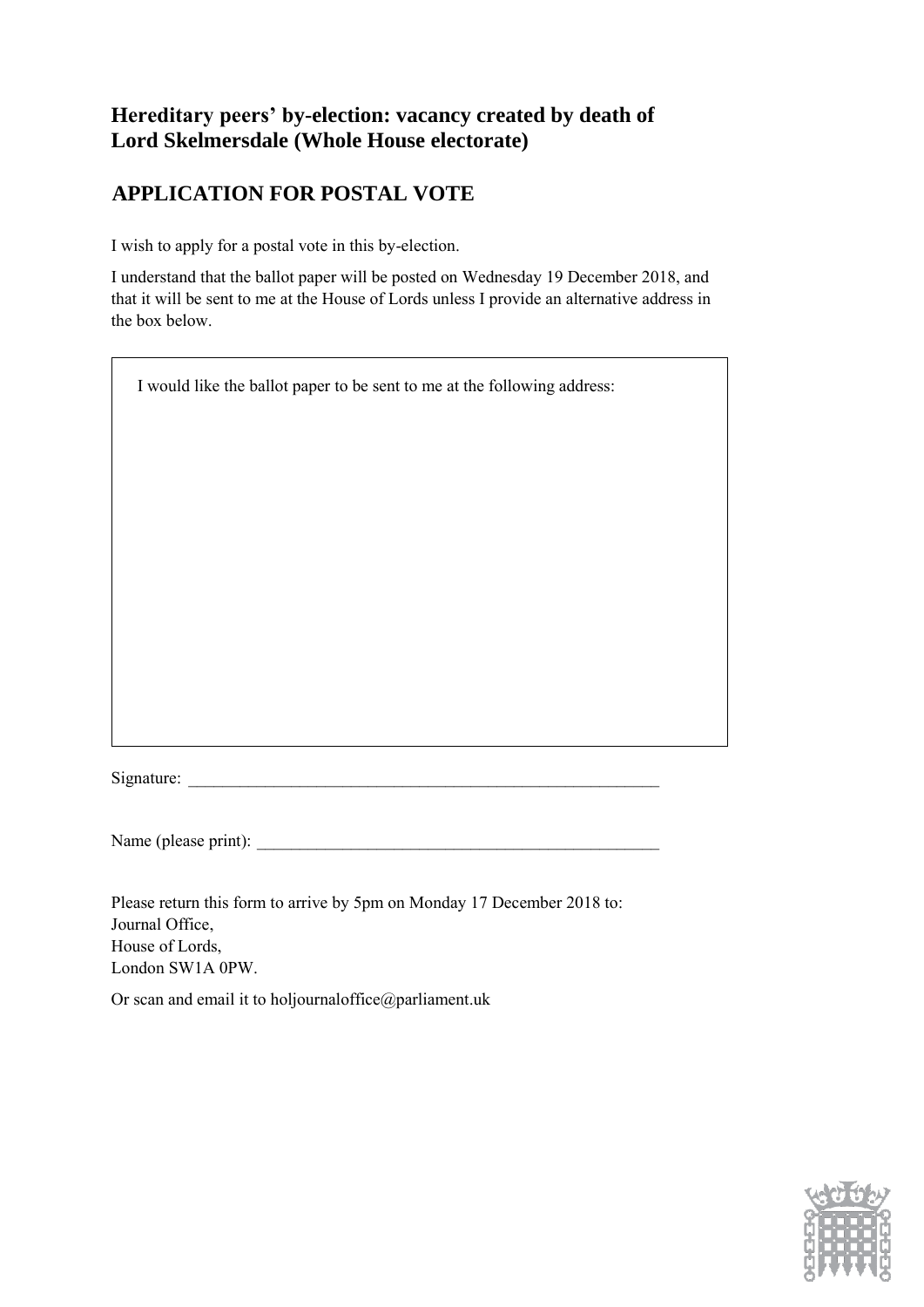## Hereditary peers' by-election: vacancy created by death of Lord Skelmersdale (Whole House electorate)

## APPLICATION FOR POSTAL VOTE

I wish to apply for a postal vote in this by-election.

I understand that the ballot paper will be posted on Wednesday 19 December 2018, and that it will be sent to me at the House of Lords unless I provide an alternative address in the box below.

| I would like the ballot paper to be sent to me at the following address: |
| --- |
| |

Signature: ___________________________________________________________

Name (please print): _________________________________________________

Please return this form to arrive by 5pm on Monday 17 December 2018 to:
Journal Office,
House of Lords,
London SW1A 0PW.

Or scan and email it to holjournaloffice@parliament.uk